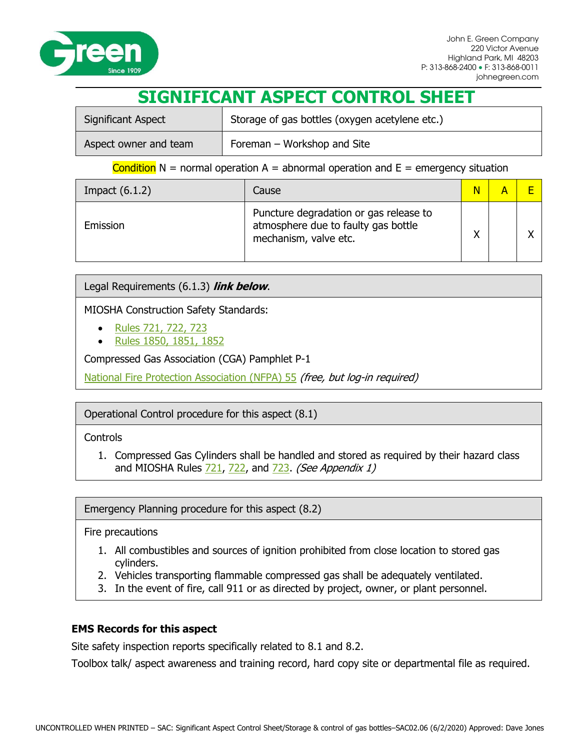John E. Green Company
220 Victor Avenue
Highland Park, MI 48203
P: 313-868-2400 • F: 313-868-0011
johnegreen.com

# SIGNIFICANT ASPECT CONTROL SHEET

| Significant Aspect | Storage of gas bottles (oxygen acetylene etc.) |
|---|---|
| Aspect owner and team | Foreman – Workshop and Site |

Condition N = normal operation A = abnormal operation and E = emergency situation

| Impact (6.1.2) | Cause | N | A | E |
|---|---|---|---|---|
| Emission | Puncture degradation or gas release to atmosphere due to faulty gas bottle mechanism, valve etc. | X | | X |

## Legal Requirements (6.1.3) ***link below***.

MIOSHA Construction Safety Standards:

- Rules 721, 722, 723
- Rules 1850, 1851, 1852

Compressed Gas Association (CGA) Pamphlet P-1

National Fire Protection Association (NFPA) 55 *(free, but log-in required)*

## Operational Control procedure for this aspect (8.1)

Controls

1. Compressed Gas Cylinders shall be handled and stored as required by their hazard class and MIOSHA Rules 721, 722, and 723. *(See Appendix 1)*

## Emergency Planning procedure for this aspect (8.2)

Fire precautions

1. All combustibles and sources of ignition prohibited from close location to stored gas cylinders.
2. Vehicles transporting flammable compressed gas shall be adequately ventilated.
3. In the event of fire, call 911 or as directed by project, owner, or plant personnel.

**EMS Records for this aspect**

Site safety inspection reports specifically related to 8.1 and 8.2.

Toolbox talk/ aspect awareness and training record, hard copy site or departmental file as required.

UNCONTROLLED WHEN PRINTED – SAC: Significant Aspect Control Sheet/Storage & control of gas bottles–SAC02.06 (6/2/2020) Approved: Dave Jones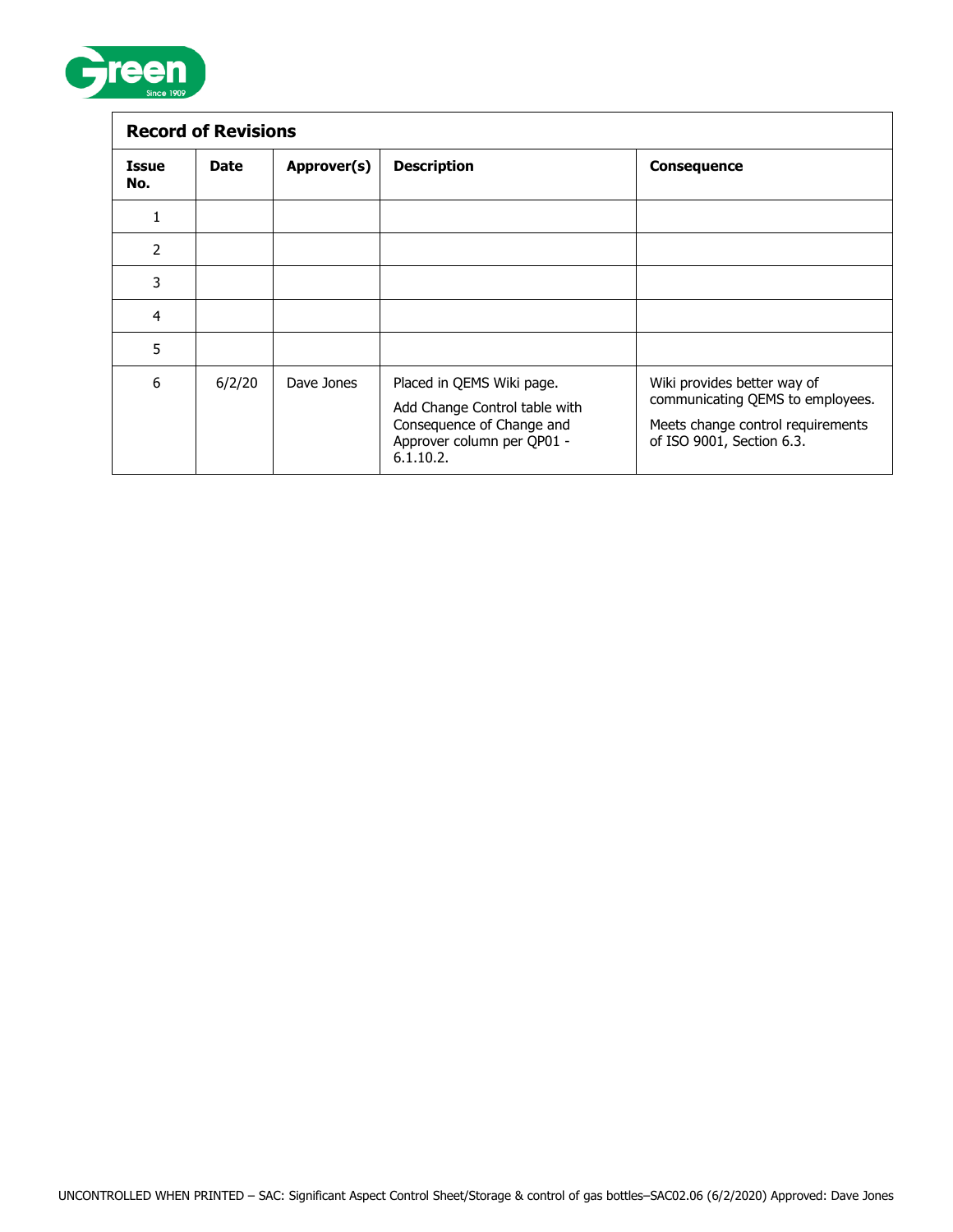| Record of Revisions | | | | |
|---|---|---|---|---|
| **Issue No.** | **Date** | **Approver(s)** | **Description** | **Consequence** |
| 1 | | | | |
| 2 | | | | |
| 3 | | | | |
| 4 | | | | |
| 5 | | | | |
| 6 | 6/2/20 | Dave Jones | Placed in QEMS Wiki page. Add Change Control table with Consequence of Change and Approver column per QP01 - 6.1.10.2. | Wiki provides better way of communicating QEMS to employees. Meets change control requirements of ISO 9001, Section 6.3. |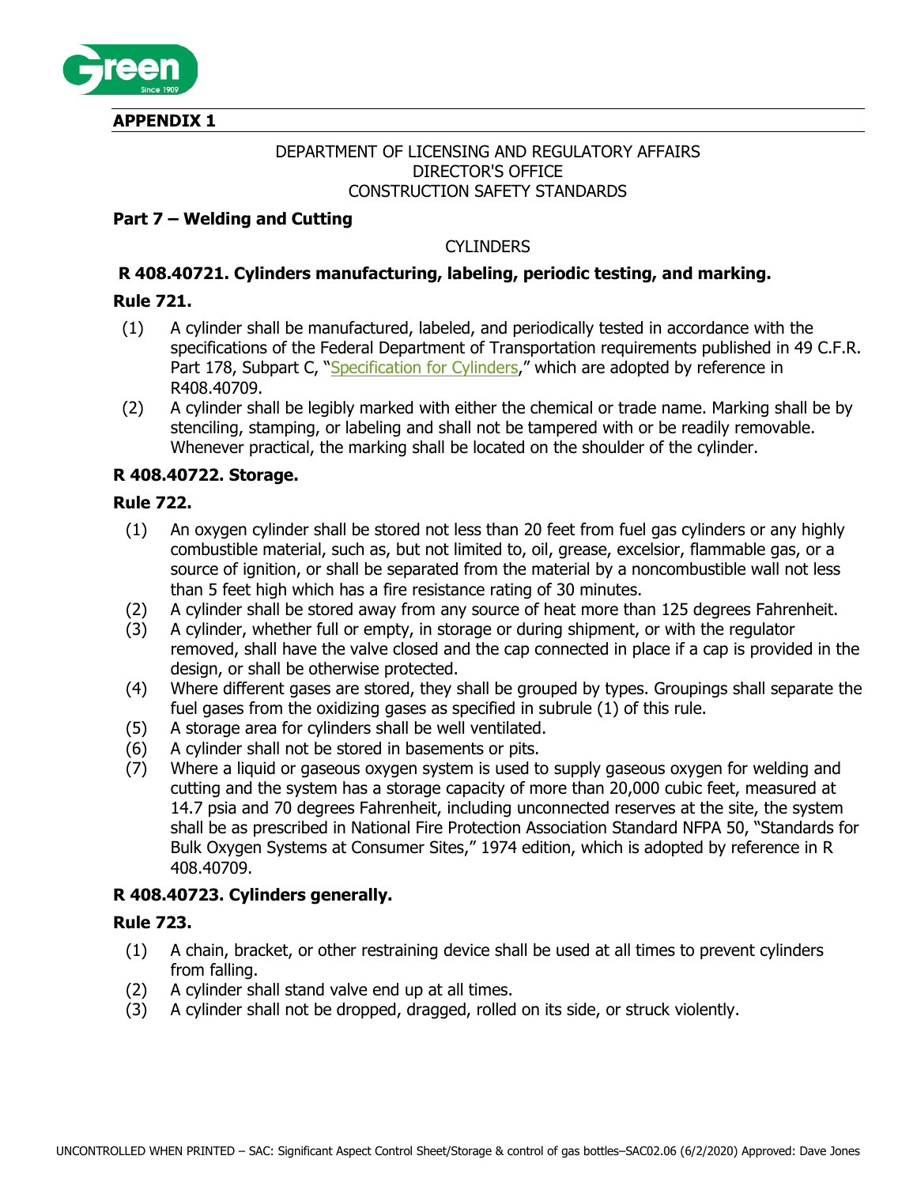**APPENDIX 1**

DEPARTMENT OF LICENSING AND REGULATORY AFFAIRS
DIRECTOR'S OFFICE
CONSTRUCTION SAFETY STANDARDS

**Part 7 – Welding and Cutting**

CYLINDERS

### R 408.40721. Cylinders manufacturing, labeling, periodic testing, and marking.

**Rule 721.**

(1) A cylinder shall be manufactured, labeled, and periodically tested in accordance with the specifications of the Federal Department of Transportation requirements published in 49 C.F.R. Part 178, Subpart C, "Specification for Cylinders," which are adopted by reference in R408.40709.

(2) A cylinder shall be legibly marked with either the chemical or trade name. Marking shall be by stenciling, stamping, or labeling and shall not be tampered with or be readily removable. Whenever practical, the marking shall be located on the shoulder of the cylinder.

### R 408.40722. Storage.

**Rule 722.**

(1) An oxygen cylinder shall be stored not less than 20 feet from fuel gas cylinders or any highly combustible material, such as, but not limited to, oil, grease, excelsior, flammable gas, or a source of ignition, or shall be separated from the material by a noncombustible wall not less than 5 feet high which has a fire resistance rating of 30 minutes.

(2) A cylinder shall be stored away from any source of heat more than 125 degrees Fahrenheit.

(3) A cylinder, whether full or empty, in storage or during shipment, or with the regulator removed, shall have the valve closed and the cap connected in place if a cap is provided in the design, or shall be otherwise protected.

(4) Where different gases are stored, they shall be grouped by types. Groupings shall separate the fuel gases from the oxidizing gases as specified in subrule (1) of this rule.

(5) A storage area for cylinders shall be well ventilated.

(6) A cylinder shall not be stored in basements or pits.

(7) Where a liquid or gaseous oxygen system is used to supply gaseous oxygen for welding and cutting and the system has a storage capacity of more than 20,000 cubic feet, measured at 14.7 psia and 70 degrees Fahrenheit, including unconnected reserves at the site, the system shall be as prescribed in National Fire Protection Association Standard NFPA 50, "Standards for Bulk Oxygen Systems at Consumer Sites," 1974 edition, which is adopted by reference in R 408.40709.

### R 408.40723. Cylinders generally.

**Rule 723.**

(1) A chain, bracket, or other restraining device shall be used at all times to prevent cylinders from falling.

(2) A cylinder shall stand valve end up at all times.

(3) A cylinder shall not be dropped, dragged, rolled on its side, or struck violently.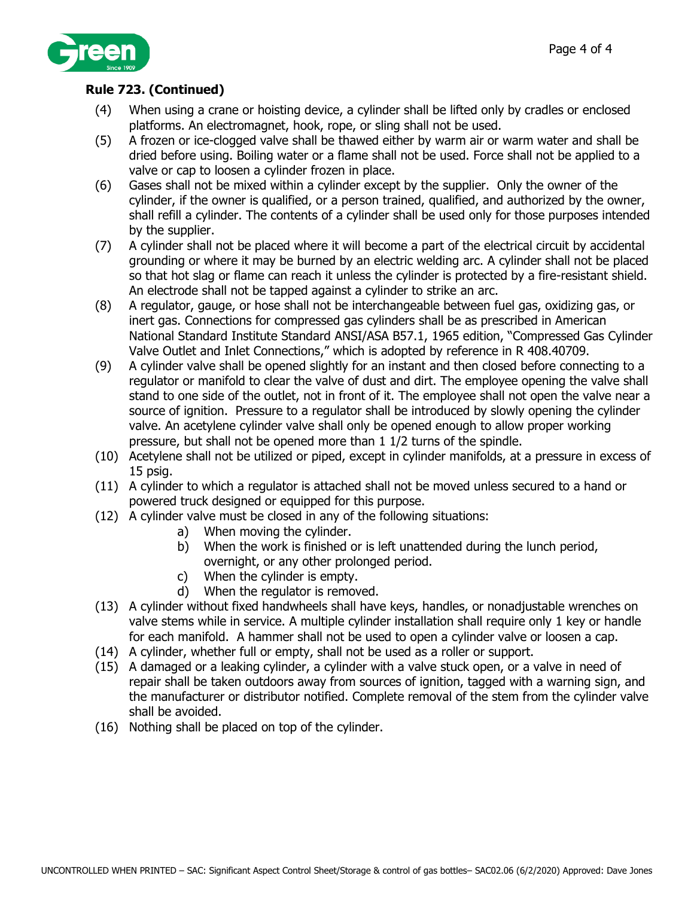**Rule 723. (Continued)**

(4) When using a crane or hoisting device, a cylinder shall be lifted only by cradles or enclosed platforms. An electromagnet, hook, rope, or sling shall not be used.

(5) A frozen or ice-clogged valve shall be thawed either by warm air or warm water and shall be dried before using. Boiling water or a flame shall not be used. Force shall not be applied to a valve or cap to loosen a cylinder frozen in place.

(6) Gases shall not be mixed within a cylinder except by the supplier. Only the owner of the cylinder, if the owner is qualified, or a person trained, qualified, and authorized by the owner, shall refill a cylinder. The contents of a cylinder shall be used only for those purposes intended by the supplier.

(7) A cylinder shall not be placed where it will become a part of the electrical circuit by accidental grounding or where it may be burned by an electric welding arc. A cylinder shall not be placed so that hot slag or flame can reach it unless the cylinder is protected by a fire-resistant shield. An electrode shall not be tapped against a cylinder to strike an arc.

(8) A regulator, gauge, or hose shall not be interchangeable between fuel gas, oxidizing gas, or inert gas. Connections for compressed gas cylinders shall be as prescribed in American National Standard Institute Standard ANSI/ASA B57.1, 1965 edition, "Compressed Gas Cylinder Valve Outlet and Inlet Connections," which is adopted by reference in R 408.40709.

(9) A cylinder valve shall be opened slightly for an instant and then closed before connecting to a regulator or manifold to clear the valve of dust and dirt. The employee opening the valve shall stand to one side of the outlet, not in front of it. The employee shall not open the valve near a source of ignition. Pressure to a regulator shall be introduced by slowly opening the cylinder valve. An acetylene cylinder valve shall only be opened enough to allow proper working pressure, but shall not be opened more than 1 1/2 turns of the spindle.

(10) Acetylene shall not be utilized or piped, except in cylinder manifolds, at a pressure in excess of 15 psig.

(11) A cylinder to which a regulator is attached shall not be moved unless secured to a hand or powered truck designed or equipped for this purpose.

(12) A cylinder valve must be closed in any of the following situations:
   a) When moving the cylinder.
   b) When the work is finished or is left unattended during the lunch period, overnight, or any other prolonged period.
   c) When the cylinder is empty.
   d) When the regulator is removed.

(13) A cylinder without fixed handwheels shall have keys, handles, or nonadjustable wrenches on valve stems while in service. A multiple cylinder installation shall require only 1 key or handle for each manifold. A hammer shall not be used to open a cylinder valve or loosen a cap.

(14) A cylinder, whether full or empty, shall not be used as a roller or support.

(15) A damaged or a leaking cylinder, a cylinder with a valve stuck open, or a valve in need of repair shall be taken outdoors away from sources of ignition, tagged with a warning sign, and the manufacturer or distributor notified. Complete removal of the stem from the cylinder valve shall be avoided.

(16) Nothing shall be placed on top of the cylinder.